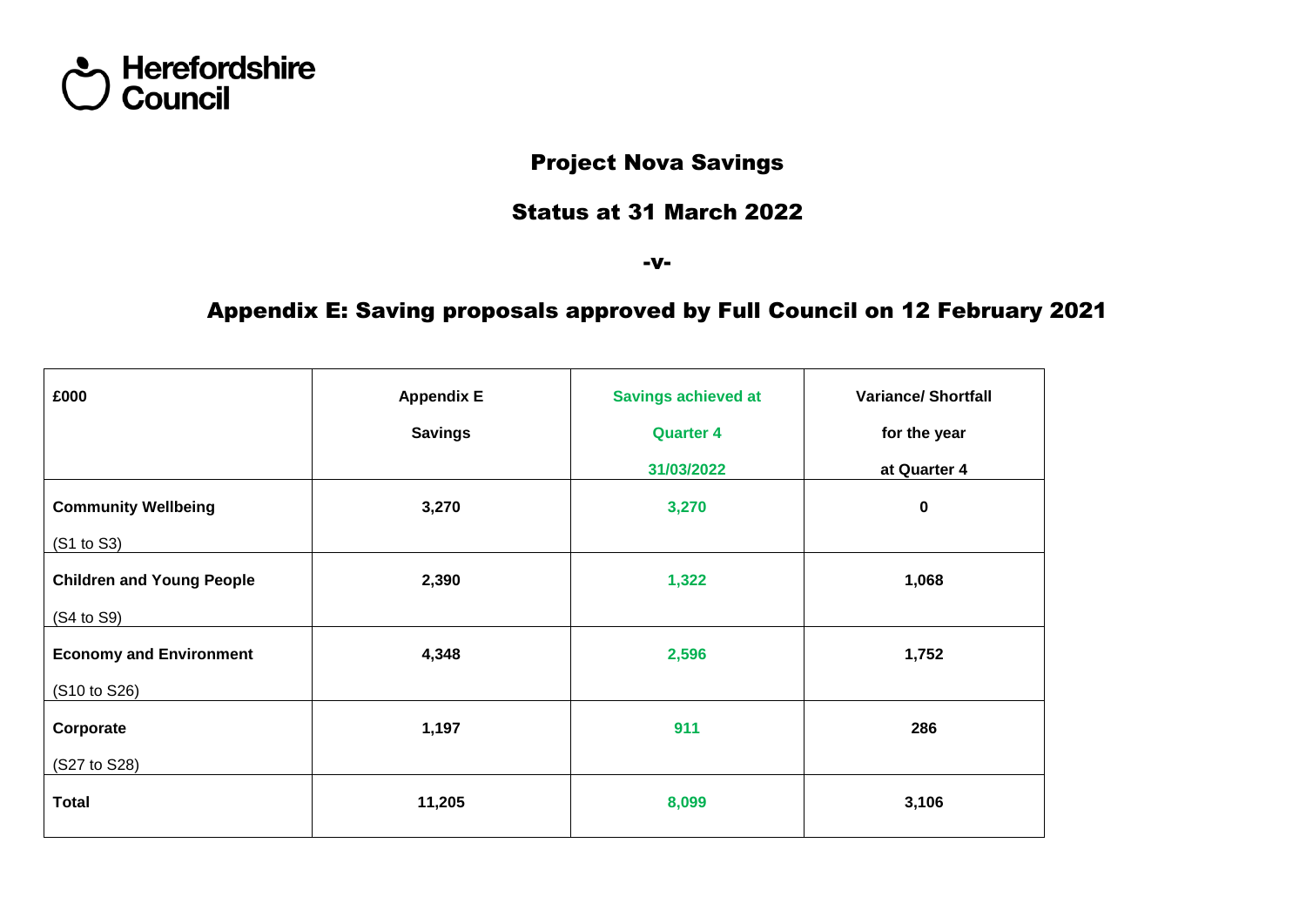Herefordshire Council

## Project Nova Savings

## Status at 31 March 2022

**-v-**

## Appendix E: Saving proposals approved by Full Council on 12 February 2021

| £000 | Appendix E Savings | Savings achieved at Quarter 4 31/03/2022 | Variance/ Shortfall for the year at Quarter 4 |
|---|---|---|---|
| **Community Wellbeing** (S1 to S3) | 3,270 | 3,270 | 0 |
| **Children and Young People** (S4 to S9) | 2,390 | 1,322 | 1,068 |
| **Economy and Environment** (S10 to S26) | 4,348 | 2,596 | 1,752 |
| **Corporate** (S27 to S28) | 1,197 | 911 | 286 |
| **Total** | 11,205 | 8,099 | 3,106 |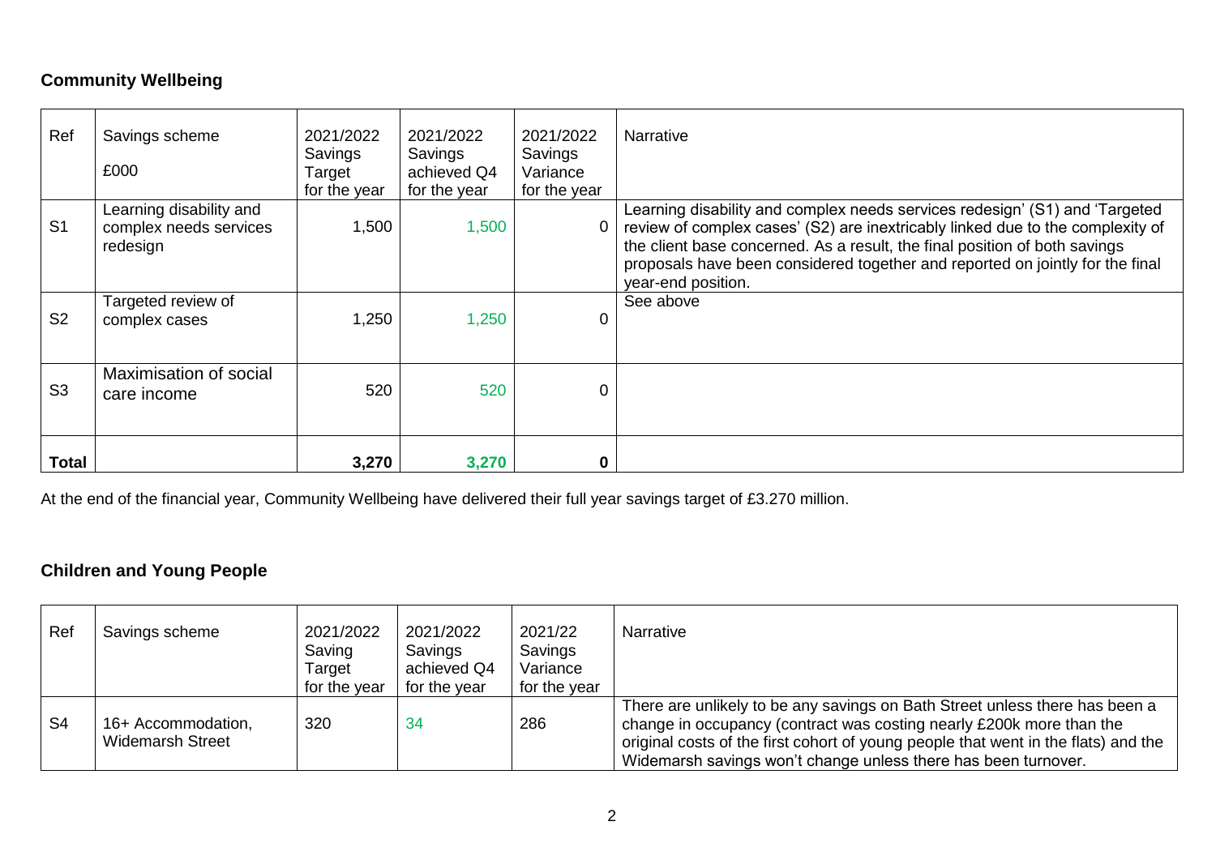## Community Wellbeing

| Ref | Savings scheme<br>£000 | 2021/2022 Savings Target for the year | 2021/2022 Savings achieved Q4 for the year | 2021/2022 Savings Variance for the year | Narrative |
|---|---|---|---|---|---|
| S1 | Learning disability and complex needs services redesign | 1,500 | 1,500 | 0 | Learning disability and complex needs services redesign' (S1) and 'Targeted review of complex cases' (S2) are inextricably linked due to the complexity of the client base concerned. As a result, the final position of both savings proposals have been considered together and reported on jointly for the final year-end position. |
| S2 | Targeted review of complex cases | 1,250 | 1,250 | 0 | See above |
| S3 | Maximisation of social care income | 520 | 520 | 0 | |
| **Total** | | **3,270** | **3,270** | **0** | |

At the end of the financial year, Community Wellbeing have delivered their full year savings target of £3.270 million.

## Children and Young People

| Ref | Savings scheme | 2021/2022 Saving Target for the year | 2021/2022 Savings achieved Q4 for the year | 2021/22 Savings Variance for the year | Narrative |
|---|---|---|---|---|---|
| S4 | 16+ Accommodation, Widemarsh Street | 320 | 34 | 286 | There are unlikely to be any savings on Bath Street unless there has been a change in occupancy (contract was costing nearly £200k more than the original costs of the first cohort of young people that went in the flats) and the Widemarsh savings won't change unless there has been turnover. |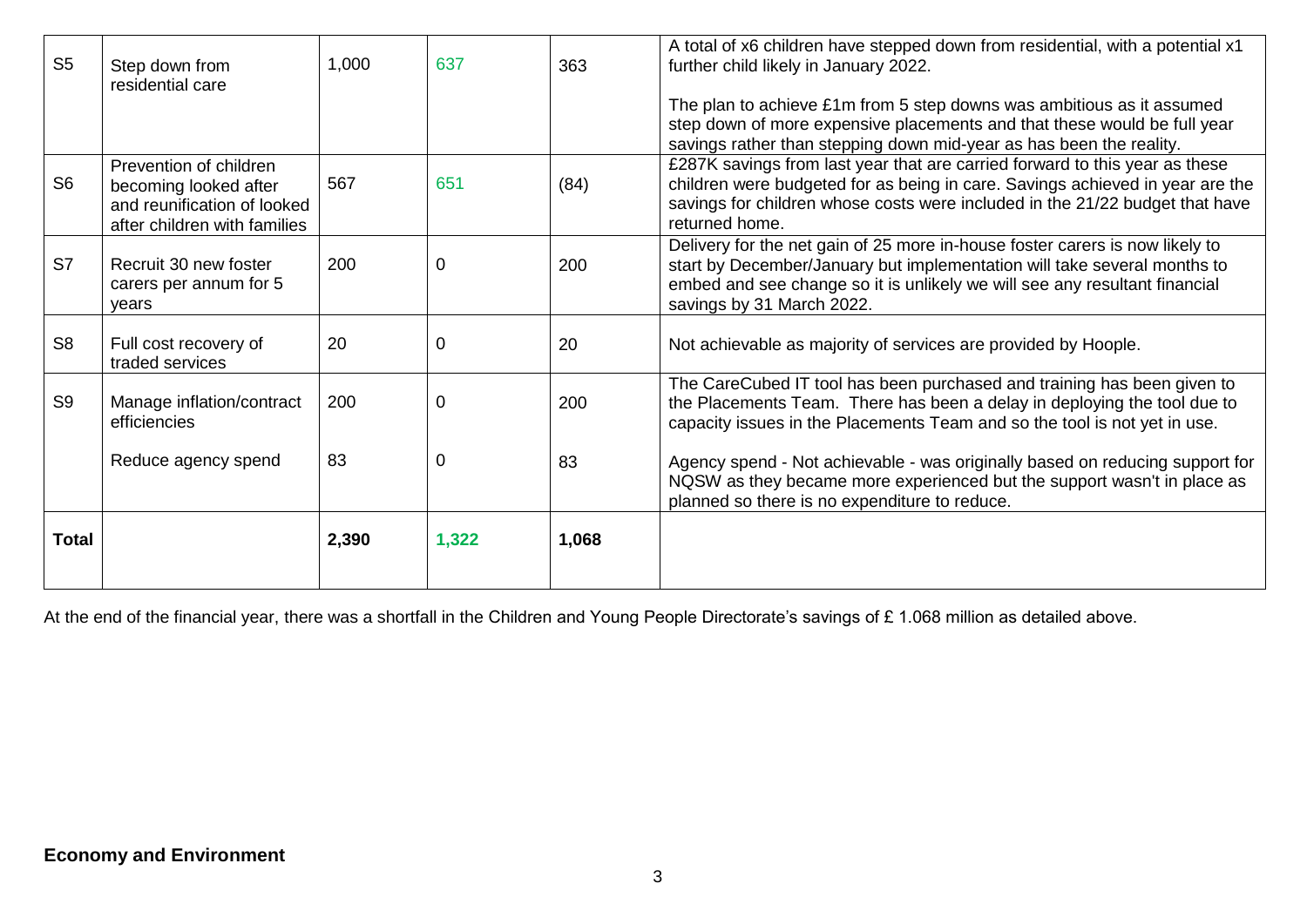| S5 | Step down from residential care | 1,000 | 637 | 363 | A total of x6 children have stepped down from residential, with a potential x1 further child likely in January 2022.<br><br>The plan to achieve £1m from 5 step downs was ambitious as it assumed step down of more expensive placements and that these would be full year savings rather than stepping down mid-year as has been the reality. |
|---|---|---|---|---|---|
| S6 | Prevention of children becoming looked after and reunification of looked after children with families | 567 | 651 | (84) | £287K savings from last year that are carried forward to this year as these children were budgeted for as being in care. Savings achieved in year are the savings for children whose costs were included in the 21/22 budget that have returned home. |
| S7 | Recruit 30 new foster carers per annum for 5 years | 200 | 0 | 200 | Delivery for the net gain of 25 more in-house foster carers is now likely to start by December/January but implementation will take several months to embed and see change so it is unlikely we will see any resultant financial savings by 31 March 2022. |
| S8 | Full cost recovery of traded services | 20 | 0 | 20 | Not achievable as majority of services are provided by Hoople. |
| S9 | Manage inflation/contract efficiencies | 200 | 0 | 200 | The CareCubed IT tool has been purchased and training has been given to the Placements Team. There has been a delay in deploying the tool due to capacity issues in the Placements Team and so the tool is not yet in use. |
| | Reduce agency spend | 83 | 0 | 83 | Agency spend - Not achievable - was originally based on reducing support for NQSW as they became more experienced but the support wasn't in place as planned so there is no expenditure to reduce. |
| **Total** | | **2,390** | **1,322** | **1,068** | |

At the end of the financial year, there was a shortfall in the Children and Young People Directorate's savings of £ 1.068 million as detailed above.

**Economy and Environment**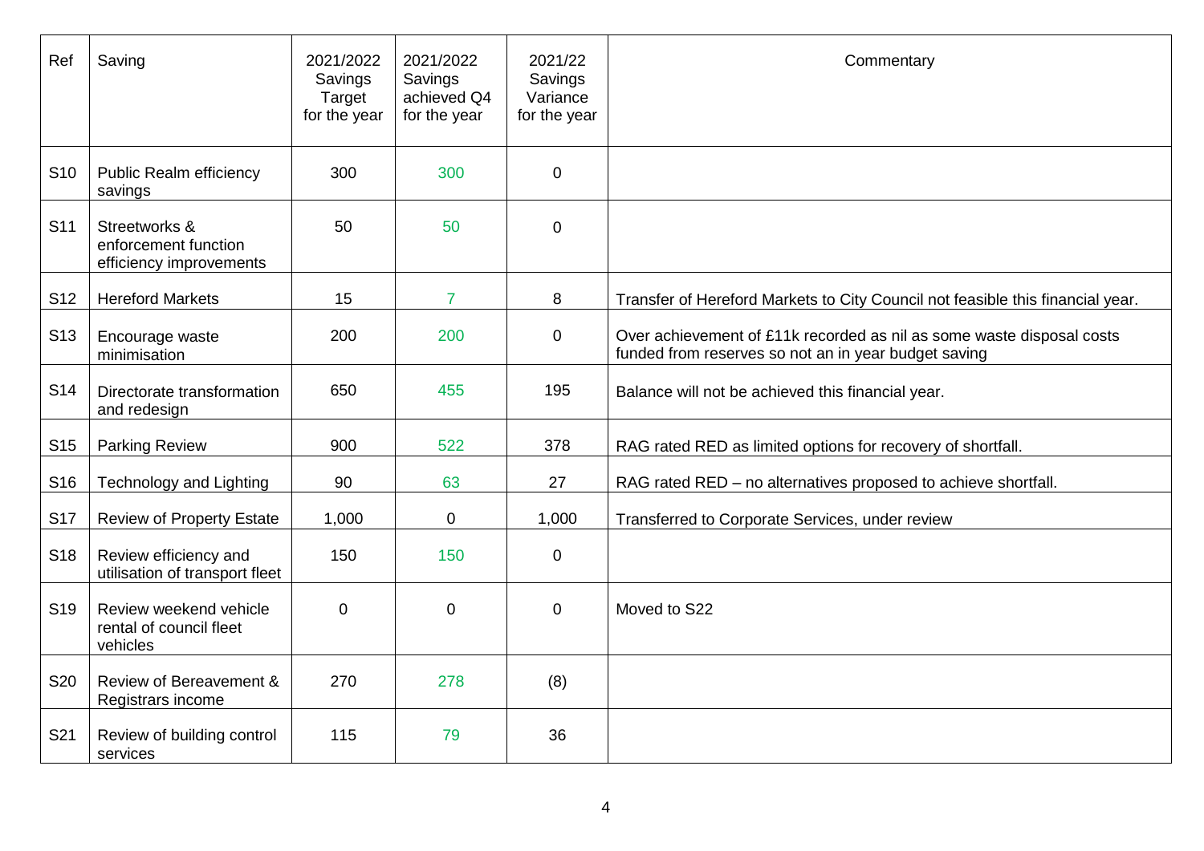| Ref | Saving | 2021/2022 Savings Target for the year | 2021/2022 Savings achieved Q4 for the year | 2021/22 Savings Variance for the year | Commentary |
|---|---|---|---|---|---|
| S10 | Public Realm efficiency savings | 300 | 300 | 0 | |
| S11 | Streetworks & enforcement function efficiency improvements | 50 | 50 | 0 | |
| S12 | Hereford Markets | 15 | 7 | 8 | Transfer of Hereford Markets to City Council not feasible this financial year. |
| S13 | Encourage waste minimisation | 200 | 200 | 0 | Over achievement of £11k recorded as nil as some waste disposal costs funded from reserves so not an in year budget saving |
| S14 | Directorate transformation and redesign | 650 | 455 | 195 | Balance will not be achieved this financial year. |
| S15 | Parking Review | 900 | 522 | 378 | RAG rated RED as limited options for recovery of shortfall. |
| S16 | Technology and Lighting | 90 | 63 | 27 | RAG rated RED – no alternatives proposed to achieve shortfall. |
| S17 | Review of Property Estate | 1,000 | 0 | 1,000 | Transferred to Corporate Services, under review |
| S18 | Review efficiency and utilisation of transport fleet | 150 | 150 | 0 | |
| S19 | Review weekend vehicle rental of council fleet vehicles | 0 | 0 | 0 | Moved to S22 |
| S20 | Review of Bereavement & Registrars income | 270 | 278 | (8) | |
| S21 | Review of building control services | 115 | 79 | 36 | |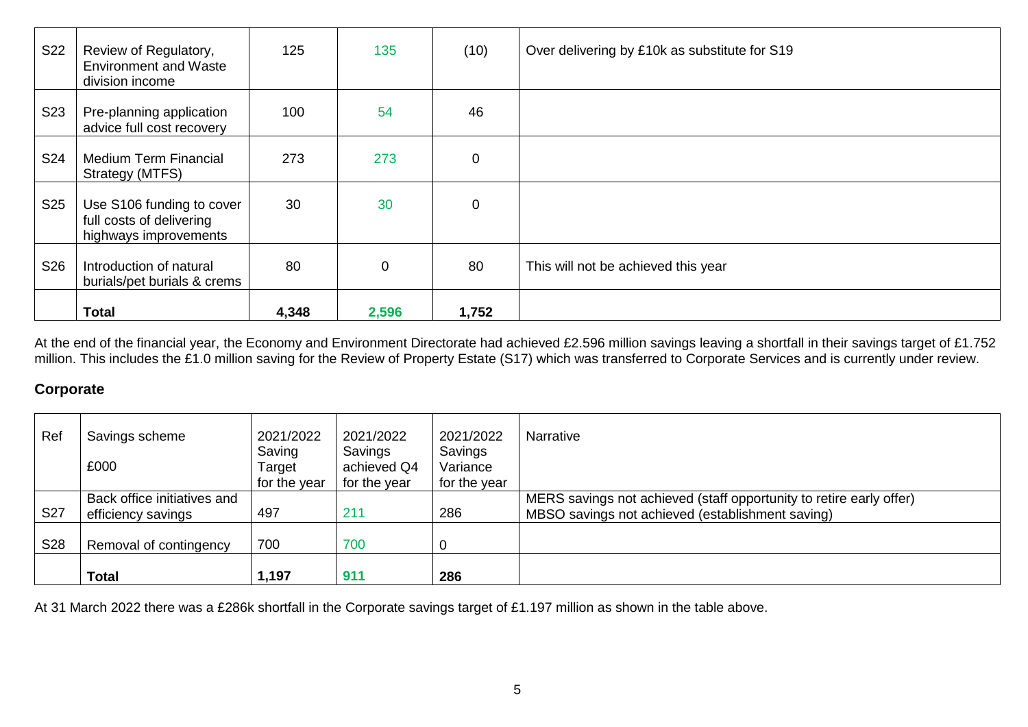| S22 | Review of Regulatory, Environment and Waste division income | 125 | 135 | (10) | Over delivering by £10k as substitute for S19 |
|---|---|---|---|---|---|
| S23 | Pre-planning application advice full cost recovery | 100 | 54 | 46 | |
| S24 | Medium Term Financial Strategy (MTFS) | 273 | 273 | 0 | |
| S25 | Use S106 funding to cover full costs of delivering highways improvements | 30 | 30 | 0 | |
| S26 | Introduction of natural burials/pet burials & crems | 80 | 0 | 80 | This will not be achieved this year |
| | **Total** | **4,348** | **2,596** | **1,752** | |

At the end of the financial year, the Economy and Environment Directorate had achieved £2.596 million savings leaving a shortfall in their savings target of £1.752 million. This includes the £1.0 million saving for the Review of Property Estate (S17) which was transferred to Corporate Services and is currently under review.

## Corporate

| Ref | Savings scheme<br>£000 | 2021/2022 Saving Target for the year | 2021/2022 Savings achieved Q4 for the year | 2021/2022 Savings Variance for the year | Narrative |
|---|---|---|---|---|---|
| S27 | Back office initiatives and efficiency savings | 497 | 211 | 286 | MERS savings not achieved (staff opportunity to retire early offer)<br>MBSO savings not achieved (establishment saving) |
| S28 | Removal of contingency | 700 | 700 | 0 | |
| | **Total** | **1,197** | **911** | **286** | |

At 31 March 2022 there was a £286k shortfall in the Corporate savings target of £1.197 million as shown in the table above.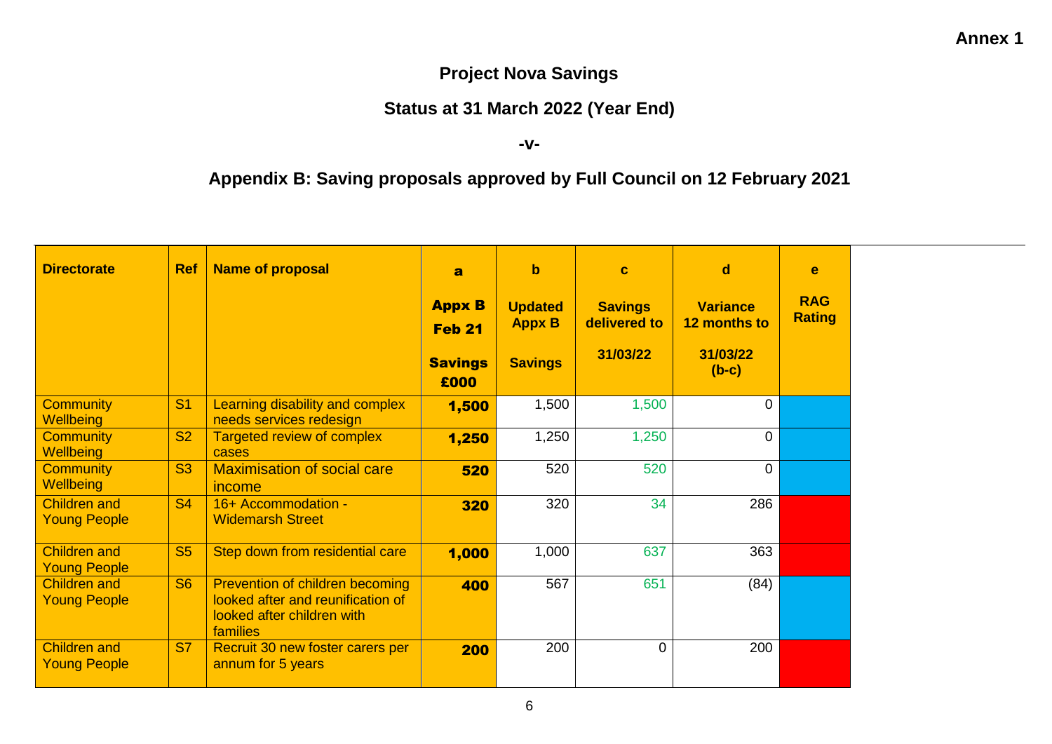**Annex 1**

## Project Nova Savings

## Status at 31 March 2022 (Year End)

**-v-**

## Appendix B: Saving proposals approved by Full Council on 12 February 2021

| Directorate | Ref | Name of proposal | a<br>Appx B Feb 21<br>Savings £000 | b<br>Updated Appx B<br>Savings | c<br>Savings delivered to 31/03/22 | d<br>Variance 12 months to 31/03/22 (b-c) | e<br>RAG Rating |
|---|---|---|---|---|---|---|---|
| Community Wellbeing | S1 | Learning disability and complex needs services redesign | **1,500** | 1,500 | 1,500 | 0 | |
| Community Wellbeing | S2 | Targeted review of complex cases | **1,250** | 1,250 | 1,250 | 0 | |
| Community Wellbeing | S3 | Maximisation of social care income | **520** | 520 | 520 | 0 | |
| Children and Young People | S4 | 16+ Accommodation - Widemarsh Street | **320** | 320 | 34 | 286 | |
| Children and Young People | S5 | Step down from residential care | **1,000** | 1,000 | 637 | 363 | |
| Children and Young People | S6 | Prevention of children becoming looked after and reunification of looked after children with families | **400** | 567 | 651 | (84) | |
| Children and Young People | S7 | Recruit 30 new foster carers per annum for 5 years | **200** | 200 | 0 | 200 | |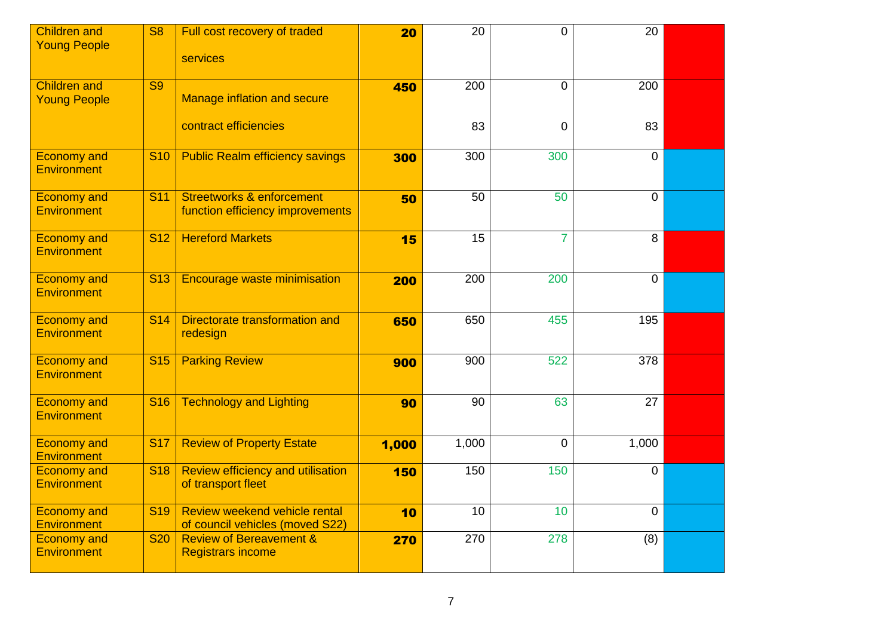| | | | | | | | |
|---|---|---|---|---|---|---|---|
| Children and Young People | S8 | Full cost recovery of traded services | **20** | 20 | 0 | 20 | |
| Children and Young People | S9 | Manage inflation and secure contract efficiencies | **450** | 200<br>83 | 0<br>0 | 200<br>83 | |
| Economy and Environment | S10 | Public Realm efficiency savings | **300** | 300 | 300 | 0 | |
| Economy and Environment | S11 | Streetworks & enforcement function efficiency improvements | **50** | 50 | 50 | 0 | |
| Economy and Environment | S12 | Hereford Markets | **15** | 15 | 7 | 8 | |
| Economy and Environment | S13 | Encourage waste minimisation | **200** | 200 | 200 | 0 | |
| Economy and Environment | S14 | Directorate transformation and redesign | **650** | 650 | 455 | 195 | |
| Economy and Environment | S15 | Parking Review | **900** | 900 | 522 | 378 | |
| Economy and Environment | S16 | Technology and Lighting | **90** | 90 | 63 | 27 | |
| Economy and Environment | S17 | Review of Property Estate | **1,000** | 1,000 | 0 | 1,000 | |
| Economy and Environment | S18 | Review efficiency and utilisation of transport fleet | **150** | 150 | 150 | 0 | |
| Economy and Environment | S19 | Review weekend vehicle rental of council vehicles (moved S22) | **10** | 10 | 10 | 0 | |
| Economy and Environment | S20 | Review of Bereavement & Registrars income | **270** | 270 | 278 | (8) | |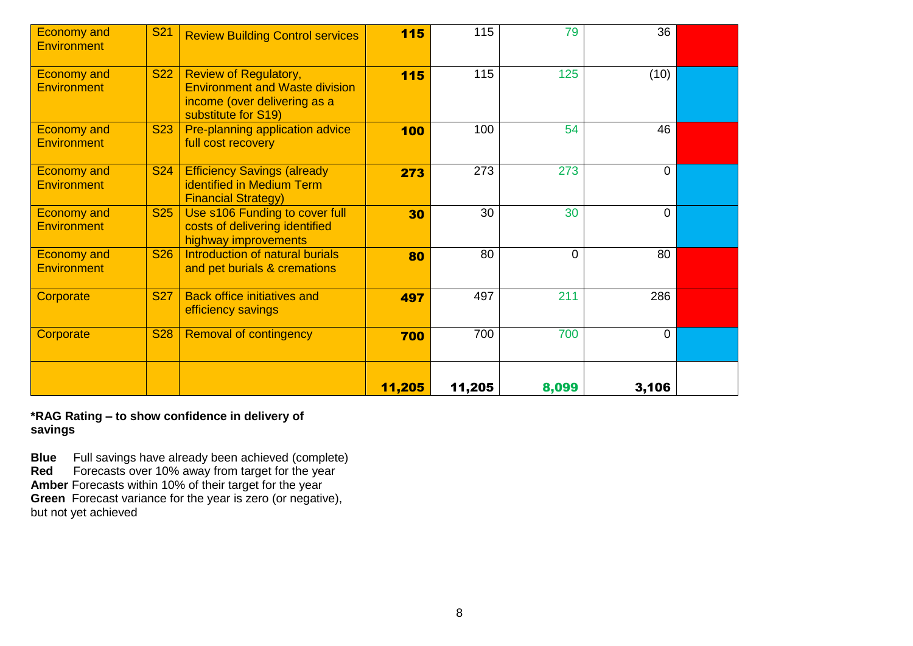| | | | | | | | |
|---|---|---|---|---|---|---|---|
| Economy and Environment | S21 | Review Building Control services | **115** | 115 | 79 | 36 | |
| Economy and Environment | S22 | Review of Regulatory, Environment and Waste division income (over delivering as a substitute for S19) | **115** | 115 | 125 | (10) | |
| Economy and Environment | S23 | Pre-planning application advice full cost recovery | **100** | 100 | 54 | 46 | |
| Economy and Environment | S24 | Efficiency Savings (already identified in Medium Term Financial Strategy) | **273** | 273 | 273 | 0 | |
| Economy and Environment | S25 | Use s106 Funding to cover full costs of delivering identified highway improvements | **30** | 30 | 30 | 0 | |
| Economy and Environment | S26 | Introduction of natural burials and pet burials & cremations | **80** | 80 | 0 | 80 | |
| Corporate | S27 | Back office initiatives and efficiency savings | **497** | 497 | 211 | 286 | |
| Corporate | S28 | Removal of contingency | **700** | 700 | 700 | 0 | |
| | | | **11,205** | **11,205** | **8,099** | **3,106** | |

**\*RAG Rating – to show confidence in delivery of savings**

**Blue** Full savings have already been achieved (complete)
**Red** Forecasts over 10% away from target for the year
**Amber** Forecasts within 10% of their target for the year
**Green** Forecast variance for the year is zero (or negative), but not yet achieved